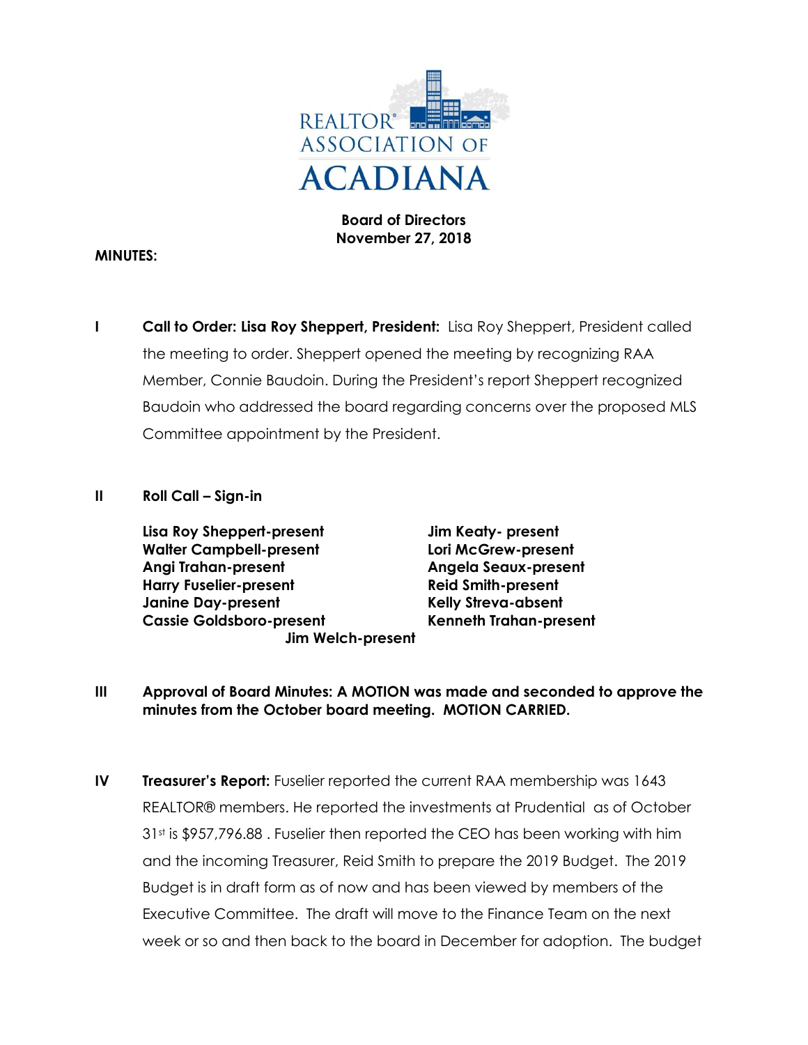REALTOR® ASSOCIATION OF ACADIANA

**Board of Directors**
**November 27, 2018**

**MINUTES:**

**I** **Call to Order: Lisa Roy Sheppert, President:** Lisa Roy Sheppert, President called the meeting to order. Sheppert opened the meeting by recognizing RAA Member, Connie Baudoin. During the President's report Sheppert recognized Baudoin who addressed the board regarding concerns over the proposed MLS Committee appointment by the President.

**II** **Roll Call – Sign-in**

| | |
|---|---|
| **Lisa Roy Sheppert-present** | **Jim Keaty- present** |
| **Walter Campbell-present** | **Lori McGrew-present** |
| **Angi Trahan-present** | **Angela Seaux-present** |
| **Harry Fuselier-present** | **Reid Smith-present** |
| **Janine Day-present** | **Kelly Streva-absent** |
| **Cassie Goldsboro-present** | **Kenneth Trahan-present** |
| **Jim Welch-present** | |

**III** **Approval of Board Minutes: A MOTION was made and seconded to approve the minutes from the October board meeting. MOTION CARRIED.**

**IV** **Treasurer's Report:** Fuselier reported the current RAA membership was 1643 REALTOR® members. He reported the investments at Prudential as of October 31st is $957,796.88 . Fuselier then reported the CEO has been working with him and the incoming Treasurer, Reid Smith to prepare the 2019 Budget. The 2019 Budget is in draft form as of now and has been viewed by members of the Executive Committee. The draft will move to the Finance Team on the next week or so and then back to the board in December for adoption. The budget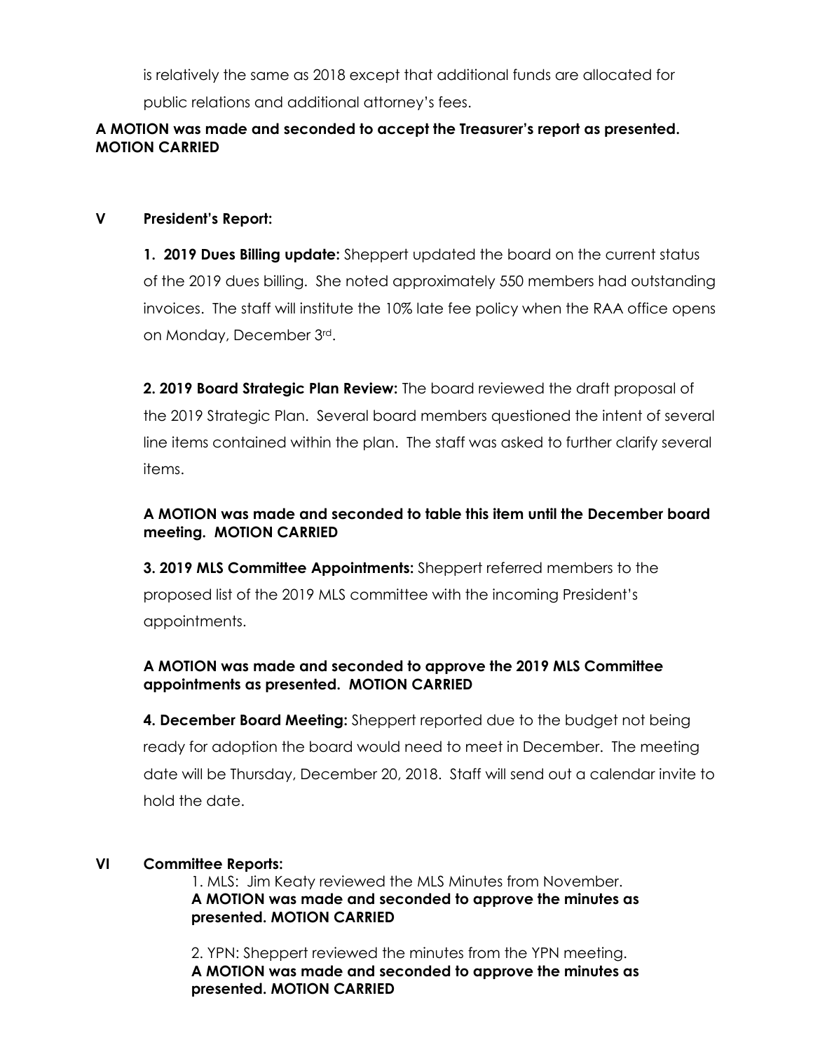is relatively the same as 2018 except that additional funds are allocated for public relations and additional attorney's fees.

**A MOTION was made and seconded to accept the Treasurer's report as presented. MOTION CARRIED**

## V President's Report:

**1. 2019 Dues Billing update:** Sheppert updated the board on the current status of the 2019 dues billing. She noted approximately 550 members had outstanding invoices. The staff will institute the 10% late fee policy when the RAA office opens on Monday, December 3rd.

**2. 2019 Board Strategic Plan Review:** The board reviewed the draft proposal of the 2019 Strategic Plan. Several board members questioned the intent of several line items contained within the plan. The staff was asked to further clarify several items.

**A MOTION was made and seconded to table this item until the December board meeting. MOTION CARRIED**

**3. 2019 MLS Committee Appointments:** Sheppert referred members to the proposed list of the 2019 MLS committee with the incoming President's appointments.

**A MOTION was made and seconded to approve the 2019 MLS Committee appointments as presented. MOTION CARRIED**

**4. December Board Meeting:** Sheppert reported due to the budget not being ready for adoption the board would need to meet in December. The meeting date will be Thursday, December 20, 2018. Staff will send out a calendar invite to hold the date.

## VI Committee Reports:

1. MLS: Jim Keaty reviewed the MLS Minutes from November.
**A MOTION was made and seconded to approve the minutes as presented. MOTION CARRIED**

2. YPN: Sheppert reviewed the minutes from the YPN meeting.
**A MOTION was made and seconded to approve the minutes as presented. MOTION CARRIED**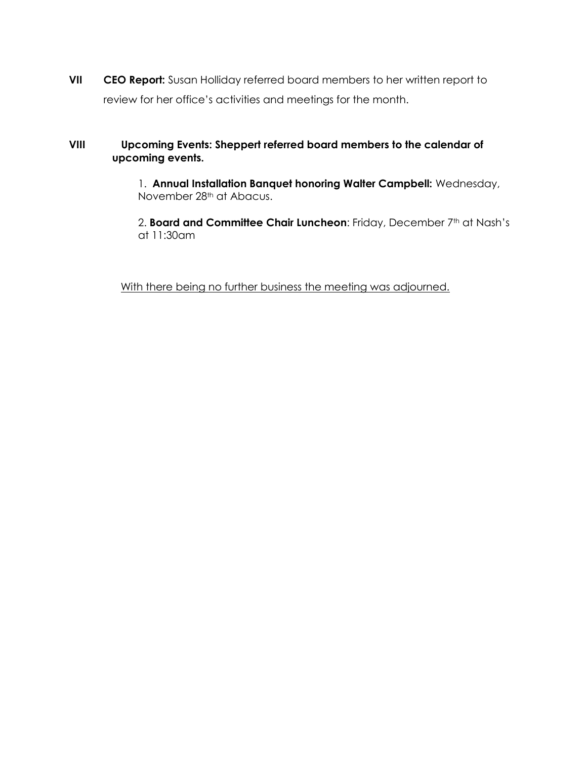**VII** **CEO Report:** Susan Holliday referred board members to her written report to review for her office's activities and meetings for the month.

**VIII** **Upcoming Events: Sheppert referred board members to the calendar of upcoming events.**

1. **Annual Installation Banquet honoring Walter Campbell:** Wednesday, November 28th at Abacus.

2. **Board and Committee Chair Luncheon**: Friday, December 7th at Nash's at 11:30am

<u>With there being no further business the meeting was adjourned.</u>